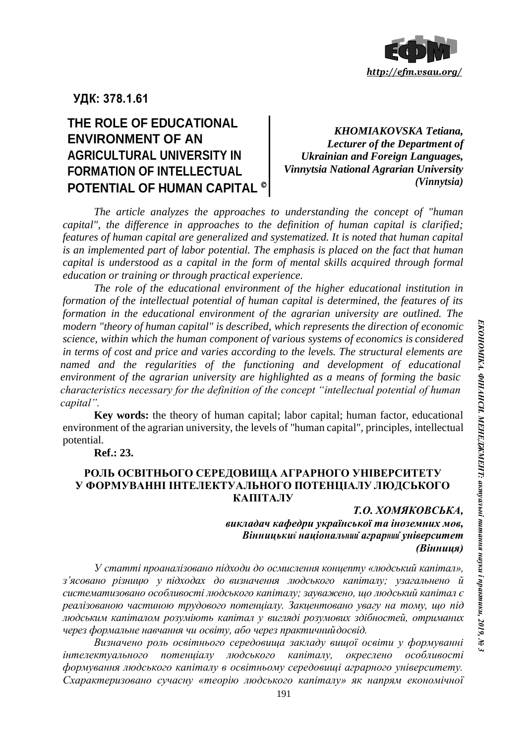**УДК: 378.1.61**

# THE ROLE OF EDUCATIONAL ENVIRONMENT OF AN AGRICULTURAL UNIVERSITY IN FORMATION OF INTELLECTUAL POTENTIAL OF HUMAN CAPITAL ©

***KHOMIAKOVSKA Tetiana,***
***Lecturer of the Department of Ukrainian and Foreign Languages, Vinnytsia National Agrarian University (Vinnytsia)***

*The article analyzes the approaches to understanding the concept of "human capital", the difference in approaches to the definition of human capital is clarified; features of human capital are generalized and systematized. It is noted that human capital is an implemented part of labor potential. The emphasis is placed on the fact that human capital is understood as a capital in the form of mental skills acquired through formal education or training or through practical experience.*

*The role of the educational environment of the higher educational institution in formation of the intellectual potential of human capital is determined, the features of its formation in the educational environment of the agrarian university are outlined. The modern "theory of human capital" is described, which represents the direction of economic science, within which the human component of various systems of economics is considered in terms of cost and price and varies according to the levels. The structural elements are named and the regularities of the functioning and development of educational environment of the agrarian university are highlighted as a means of forming the basic characteristics necessary for the definition of the concept "intellectual potential of human capital".*

**Key words:** the theory of human capital; labor capital; human factor, educational environment of the agrarian university, the levels of "human capital", principles, intellectual potential.

**Ref.: 23.**

## РОЛЬ ОСВІТНЬОГО СЕРЕДОВИЩА АГРАРНОГО УНІВЕРСИТЕТУ У ФОРМУВАННІ ІНТЕЛЕКТУАЛЬНОГО ПОТЕНЦІАЛУ ЛЮДСЬКОГО КАПІТАЛУ

***Т.О. ХОМЯКОВСЬКА,***
***викладач кафедри української та іноземних мов, Вінницький національний аграрний університет (Вінниця)***

*У статті проаналізовано підходи до осмислення концепту «людський капітал», з'ясовано різницю у підходах до визначення людського капіталу; узагальнено й систематизовано особливості людського капіталу; зауважено, що людський капітал є реалізованою частиною трудового потенціалу. Закцентовано увагу на тому, що під людським капіталом розуміють капітал у вигляді розумових здібностей, отриманих через формальне навчання чи освіту, або через практичний досвід.*

*Визначено роль освітнього середовища закладу вищої освіти у формуванні інтелектуального потенціалу людського капіталу, окреслено особливості формування людського капіталу в освітньому середовищі аграрного університету. Схарактеризовано сучасну «теорію людського капіталу» як напрям економічної*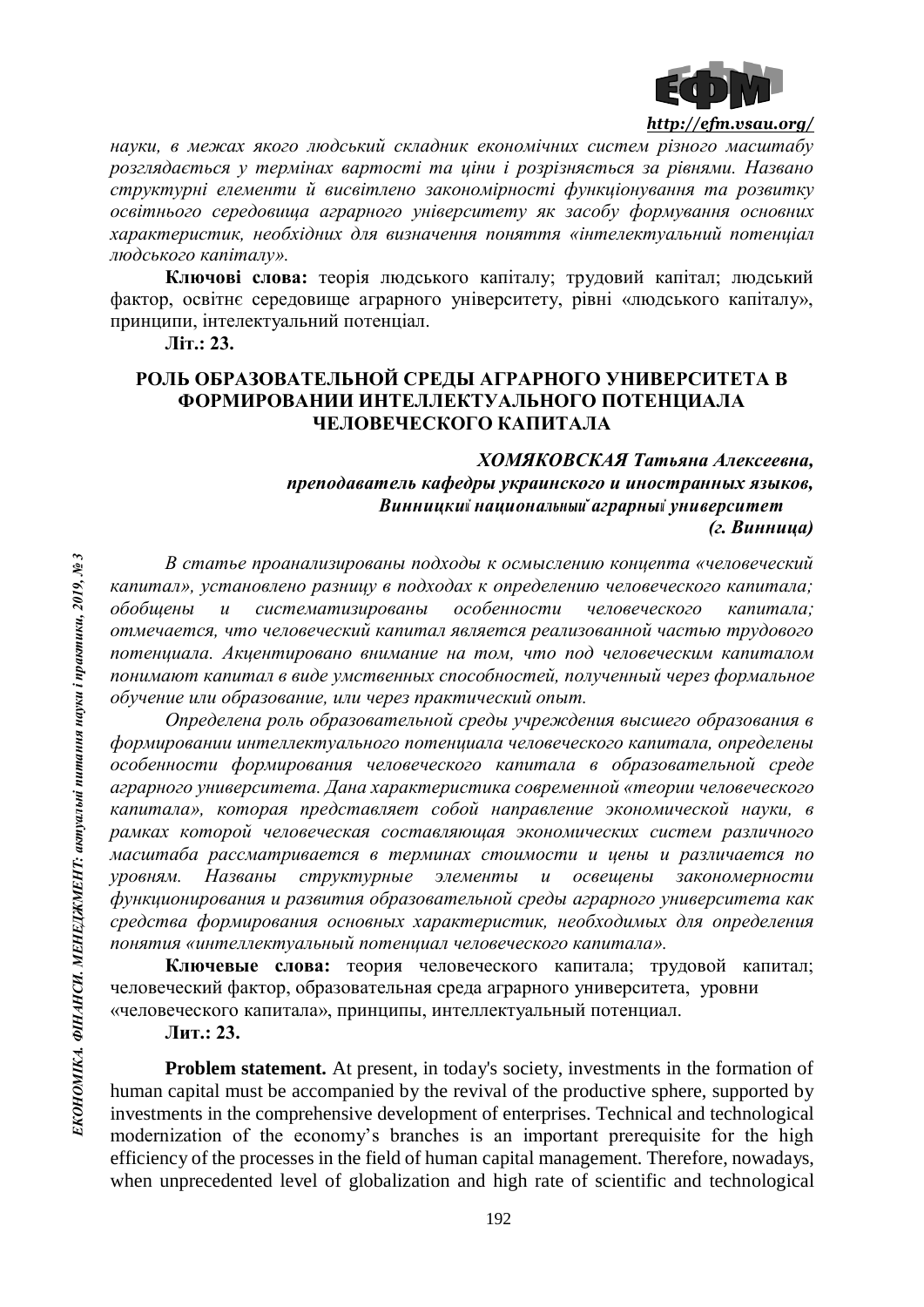*науки, в межах якого людський складник економічних систем різного масштабу розглядається у термінах вартості та ціни і розрізняється за рівнями. Названо структурні елементи й висвітлено закономірності функціонування та розвитку освітнього середовища аграрного університету як засобу формування основних характеристик, необхідних для визначення поняття «інтелектуальний потенціал людського капіталу».*

**Ключові слова:** теорія людського капіталу; трудовий капітал; людський фактор, освітнє середовище аграрного університету, рівні «людського капіталу», принципи, інтелектуальний потенціал.

**Літ.: 23.**

## РОЛЬ ОБРАЗОВАТЕЛЬНОЙ СРЕДЫ АГРАРНОГО УНИВЕРСИТЕТА В ФОРМИРОВАНИИ ИНТЕЛЛЕКТУАЛЬНОГО ПОТЕНЦИАЛА ЧЕЛОВЕЧЕСКОГО КАПИТАЛА

***ХОМЯКОВСКАЯ Татьяна Алексеевна,***
***преподаватель кафедры украинского и иностранных языков,***
***Винницкий национальный аграрный университет***
***(г. Винница)***

*В статье проанализированы подходы к осмыслению концепта «человеческий капитал», установлено разницу в подходах к определению человеческого капитала; обобщены и систематизированы особенности человеческого капитала; отмечается, что человеческий капитал является реализованной частью трудового потенциала. Акцентировано внимание на том, что под человеческим капиталом понимают капитал в виде умственных способностей, полученный через формальное обучение или образование, или через практический опыт.*

*Определена роль образовательной среды учреждения высшего образования в формировании интеллектуального потенциала человеческого капитала, определены особенности формирования человеческого капитала в образовательной среде аграрного университета. Дана характеристика современной «теории человеческого капитала», которая представляет собой направление экономической науки, в рамках которой человеческая составляющая экономических систем различного масштаба рассматривается в терминах стоимости и цены и различается по уровням. Названы структурные элементы и освещены закономерности функционирования и развития образовательной среды аграрного университета как средства формирования основных характеристик, необходимых для определения понятия «интеллектуальный потенциал человеческого капитала».*

**Ключевые слова:** теория человеческого капитала; трудовой капитал; человеческий фактор, образовательная среда аграрного университета, уровни «человеческого капитала», принципы, интеллектуальный потенциал.

**Лит.: 23.**

**Problem statement.** At present, in today's society, investments in the formation of human capital must be accompanied by the revival of the productive sphere, supported by investments in the comprehensive development of enterprises. Technical and technological modernization of the economy's branches is an important prerequisite for the high efficiency of the processes in the field of human capital management. Therefore, nowadays, when unprecedented level of globalization and high rate of scientific and technological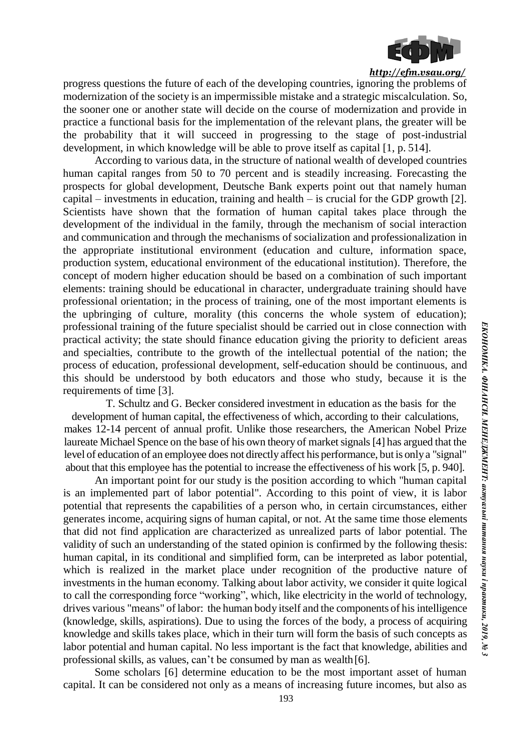progress questions the future of each of the developing countries, ignoring the problems of modernization of the society is an impermissible mistake and a strategic miscalculation. So, the sooner one or another state will decide on the course of modernization and provide in practice a functional basis for the implementation of the relevant plans, the greater will be the probability that it will succeed in progressing to the stage of post-industrial development, in which knowledge will be able to prove itself as capital [1, p. 514].

According to various data, in the structure of national wealth of developed countries human capital ranges from 50 to 70 percent and is steadily increasing. Forecasting the prospects for global development, Deutsche Bank experts point out that namely human capital – investments in education, training and health – is crucial for the GDP growth [2]. Scientists have shown that the formation of human capital takes place through the development of the individual in the family, through the mechanism of social interaction and communication and through the mechanisms of socialization and professionalization in the appropriate institutional environment (education and culture, information space, production system, educational environment of the educational institution). Therefore, the concept of modern higher education should be based on a combination of such important elements: training should be educational in character, undergraduate training should have professional orientation; in the process of training, one of the most important elements is the upbringing of culture, morality (this concerns the whole system of education); professional training of the future specialist should be carried out in close connection with practical activity; the state should finance education giving the priority to deficient areas and specialties, contribute to the growth of the intellectual potential of the nation; the process of education, professional development, self-education should be continuous, and this should be understood by both educators and those who study, because it is the requirements of time [3].

T. Schultz and G. Becker considered investment in education as the basis for the development of human capital, the effectiveness of which, according to their calculations, makes 12-14 percent of annual profit. Unlike those researchers, the American Nobel Prize laureate Michael Spence on the base of his own theory of market signals [4] has argued that the level of education of an employee does not directly affect his performance, but is only a "signal" about that this employee has the potential to increase the effectiveness of his work [5, p. 940].

An important point for our study is the position according to which "human capital is an implemented part of labor potential". According to this point of view, it is labor potential that represents the capabilities of a person who, in certain circumstances, either generates income, acquiring signs of human capital, or not. At the same time those elements that did not find application are characterized as unrealized parts of labor potential. The validity of such an understanding of the stated opinion is confirmed by the following thesis: human capital, in its conditional and simplified form, can be interpreted as labor potential, which is realized in the market place under recognition of the productive nature of investments in the human economy. Talking about labor activity, we consider it quite logical to call the corresponding force "working", which, like electricity in the world of technology, drives various "means" of labor: the human body itself and the components of his intelligence (knowledge, skills, aspirations). Due to using the forces of the body, a process of acquiring knowledge and skills takes place, which in their turn will form the basis of such concepts as labor potential and human capital. No less important is the fact that knowledge, abilities and professional skills, as values, can't be consumed by man as wealth [6].

Some scholars [6] determine education to be the most important asset of human capital. It can be considered not only as a means of increasing future incomes, but also as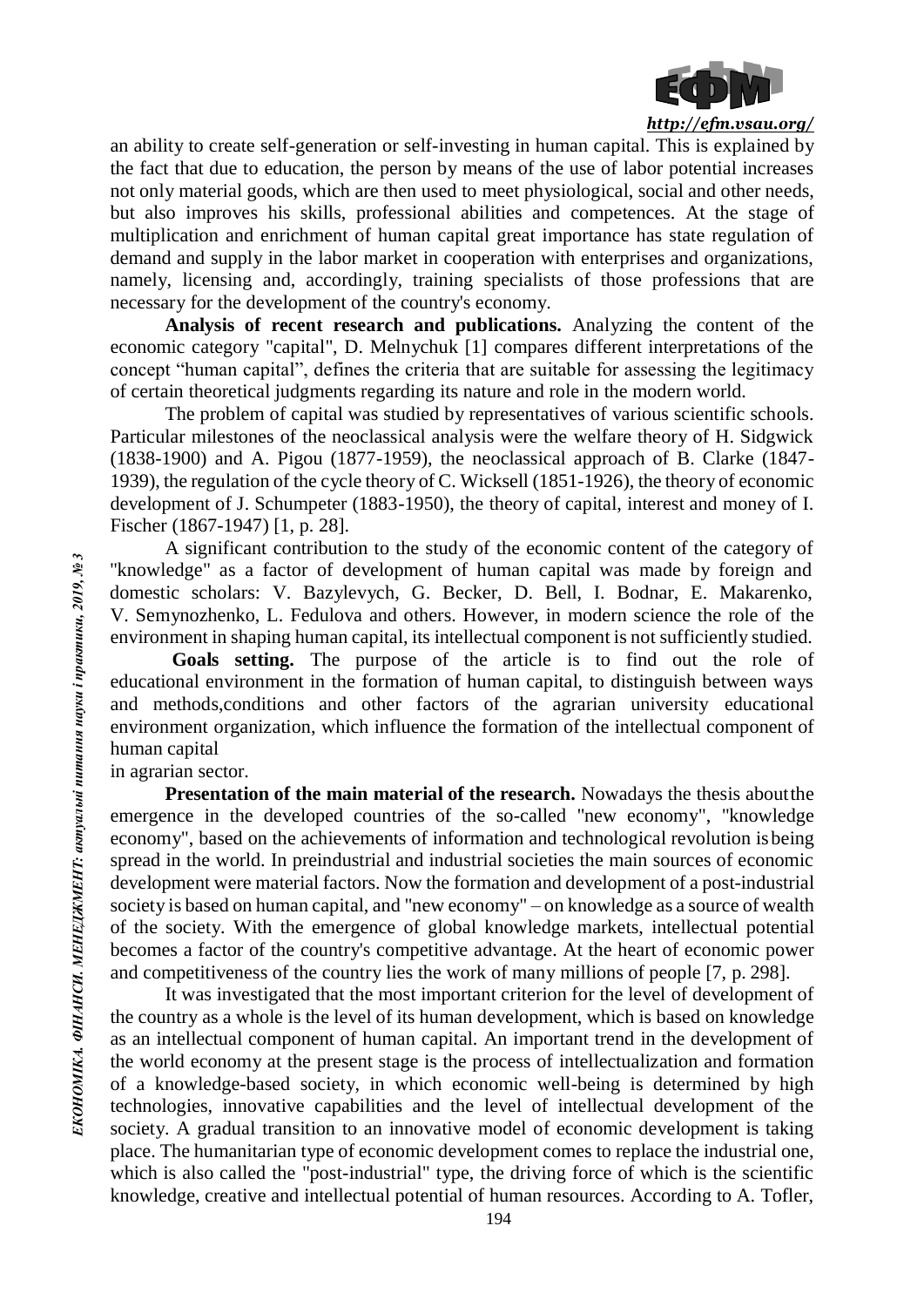an ability to create self-generation or self-investing in human capital. This is explained by the fact that due to education, the person by means of the use of labor potential increases not only material goods, which are then used to meet physiological, social and other needs, but also improves his skills, professional abilities and competences. At the stage of multiplication and enrichment of human capital great importance has state regulation of demand and supply in the labor market in cooperation with enterprises and organizations, namely, licensing and, accordingly, training specialists of those professions that are necessary for the development of the country's economy.

**Analysis of recent research and publications.** Analyzing the content of the economic category "capital", D. Melnychuk [1] compares different interpretations of the concept "human capital", defines the criteria that are suitable for assessing the legitimacy of certain theoretical judgments regarding its nature and role in the modern world.

The problem of capital was studied by representatives of various scientific schools. Particular milestones of the neoclassical analysis were the welfare theory of H. Sidgwick (1838-1900) and A. Pigou (1877-1959), the neoclassical approach of B. Clarke (1847-1939), the regulation of the cycle theory of C. Wicksell (1851-1926), the theory of economic development of J. Schumpeter (1883-1950), the theory of capital, interest and money of I. Fischer (1867-1947) [1, p. 28].

A significant contribution to the study of the economic content of the category of "knowledge" as a factor of development of human capital was made by foreign and domestic scholars: V. Bazylevych, G. Becker, D. Bell, I. Bodnar, E. Makarenko, V. Semynozhenko, L. Fedulova and others. However, in modern science the role of the environment in shaping human capital, its intellectual component is not sufficiently studied.

**Goals setting.** The purpose of the article is to find out the role of educational environment in the formation of human capital, to distinguish between ways and methods,conditions and other factors of the agrarian university educational environment organization, which influence the formation of the intellectual component of human capital in agrarian sector.

**Presentation of the main material of the research.** Nowadays the thesis aboutthe emergence in the developed countries of the so-called "new economy", "knowledge economy", based on the achievements of information and technological revolution isbeing spread in the world. In preindustrial and industrial societies the main sources of economic development were material factors. Now the formation and development of a post-industrial society is based on human capital, and "new economy" – on knowledge as a source of wealth of the society. With the emergence of global knowledge markets, intellectual potential becomes a factor of the country's competitive advantage. At the heart of economic power and competitiveness of the country lies the work of many millions of people [7, p. 298].

It was investigated that the most important criterion for the level of development of the country as a whole is the level of its human development, which is based on knowledge as an intellectual component of human capital. An important trend in the development of the world economy at the present stage is the process of intellectualization and formation of a knowledge-based society, in which economic well-being is determined by high technologies, innovative capabilities and the level of intellectual development of the society. A gradual transition to an innovative model of economic development is taking place. The humanitarian type of economic development comes to replace the industrial one, which is also called the "post-industrial" type, the driving force of which is the scientific knowledge, creative and intellectual potential of human resources. According to A. Tofler,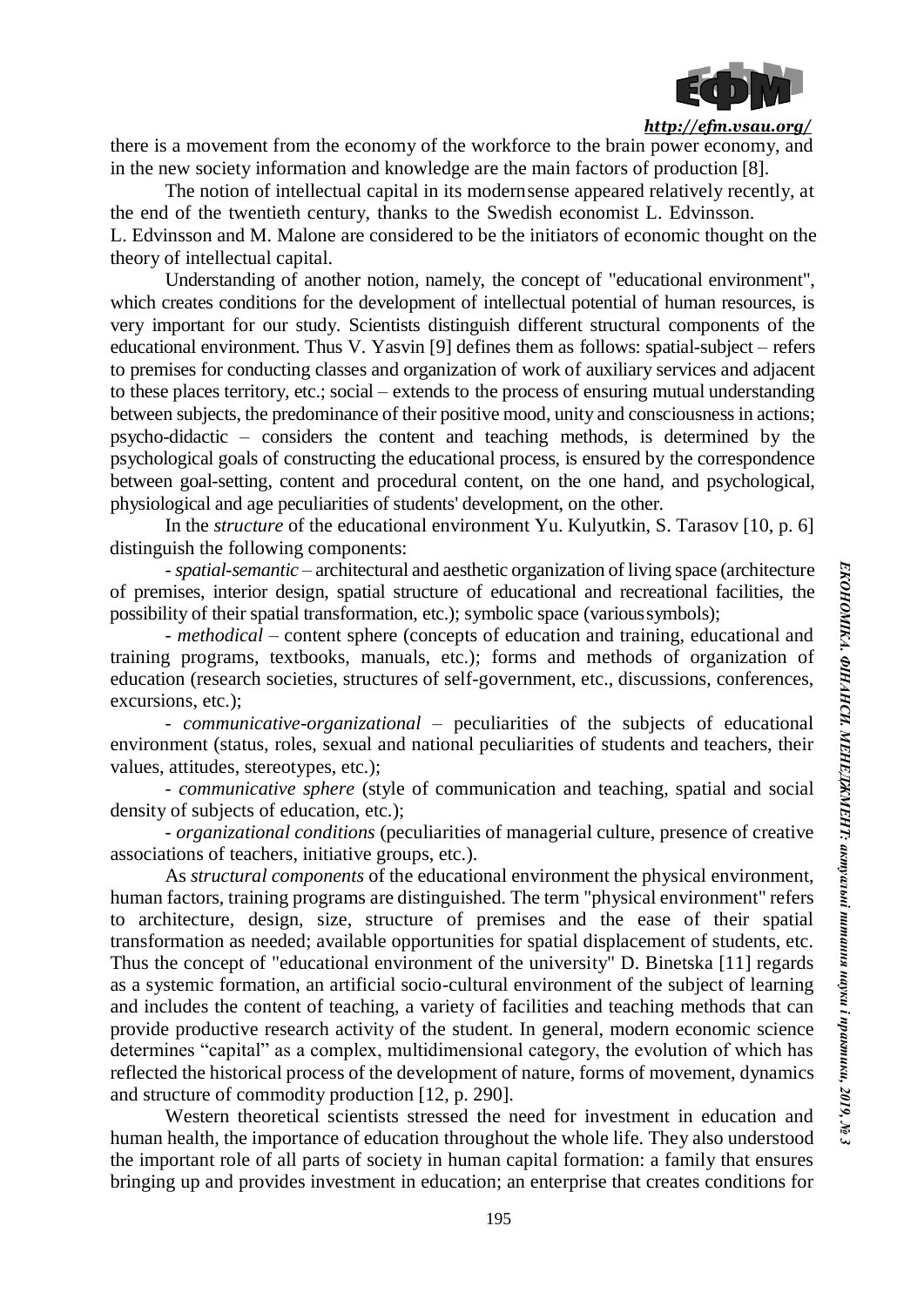there is a movement from the economy of the workforce to the brain power economy, and in the new society information and knowledge are the main factors of production [8].

The notion of intellectual capital in its modernsense appeared relatively recently, at the end of the twentieth century, thanks to the Swedish economist L. Edvinsson. L. Edvinsson and M. Malone are considered to be the initiators of economic thought on the theory of intellectual capital.

Understanding of another notion, namely, the concept of "educational environment", which creates conditions for the development of intellectual potential of human resources, is very important for our study. Scientists distinguish different structural components of the educational environment. Thus V. Yasvin [9] defines them as follows: spatial-subject – refers to premises for conducting classes and organization of work of auxiliary services and adjacent to these places territory, etc.; social – extends to the process of ensuring mutual understanding between subjects, the predominance of their positive mood, unity and consciousness in actions; psycho-didactic – considers the content and teaching methods, is determined by the psychological goals of constructing the educational process, is ensured by the correspondence between goal-setting, content and procedural content, on the one hand, and psychological, physiological and age peculiarities of students' development, on the other.

In the *structure* of the educational environment Yu. Kulyutkin, S. Tarasov [10, p. 6] distinguish the following components:

- *spatial-semantic* – architectural and aesthetic organization of living space (architecture of premises, interior design, spatial structure of educational and recreational facilities, the possibility of their spatial transformation, etc.); symbolic space (varioussymbols);
- *methodical* – content sphere (concepts of education and training, educational and training programs, textbooks, manuals, etc.); forms and methods of organization of education (research societies, structures of self-government, etc., discussions, conferences, excursions, etc.);
- *communicative-organizational* – peculiarities of the subjects of educational environment (status, roles, sexual and national peculiarities of students and teachers, their values, attitudes, stereotypes, etc.);
- *communicative sphere* (style of communication and teaching, spatial and social density of subjects of education, etc.);
- *organizational conditions* (peculiarities of managerial culture, presence of creative associations of teachers, initiative groups, etc.).

As *structural components* of the educational environment the physical environment, human factors, training programs are distinguished. The term "physical environment" refers to architecture, design, size, structure of premises and the ease of their spatial transformation as needed; available opportunities for spatial displacement of students, etc. Thus the concept of "educational environment of the university" D. Binetska [11] regards as a systemic formation, an artificial socio-cultural environment of the subject of learning and includes the content of teaching, a variety of facilities and teaching methods that can provide productive research activity of the student. In general, modern economic science determines "capital" as a complex, multidimensional category, the evolution of which has reflected the historical process of the development of nature, forms of movement, dynamics and structure of commodity production [12, p. 290].

Western theoretical scientists stressed the need for investment in education and human health, the importance of education throughout the whole life. They also understood the important role of all parts of society in human capital formation: a family that ensures bringing up and provides investment in education; an enterprise that creates conditions for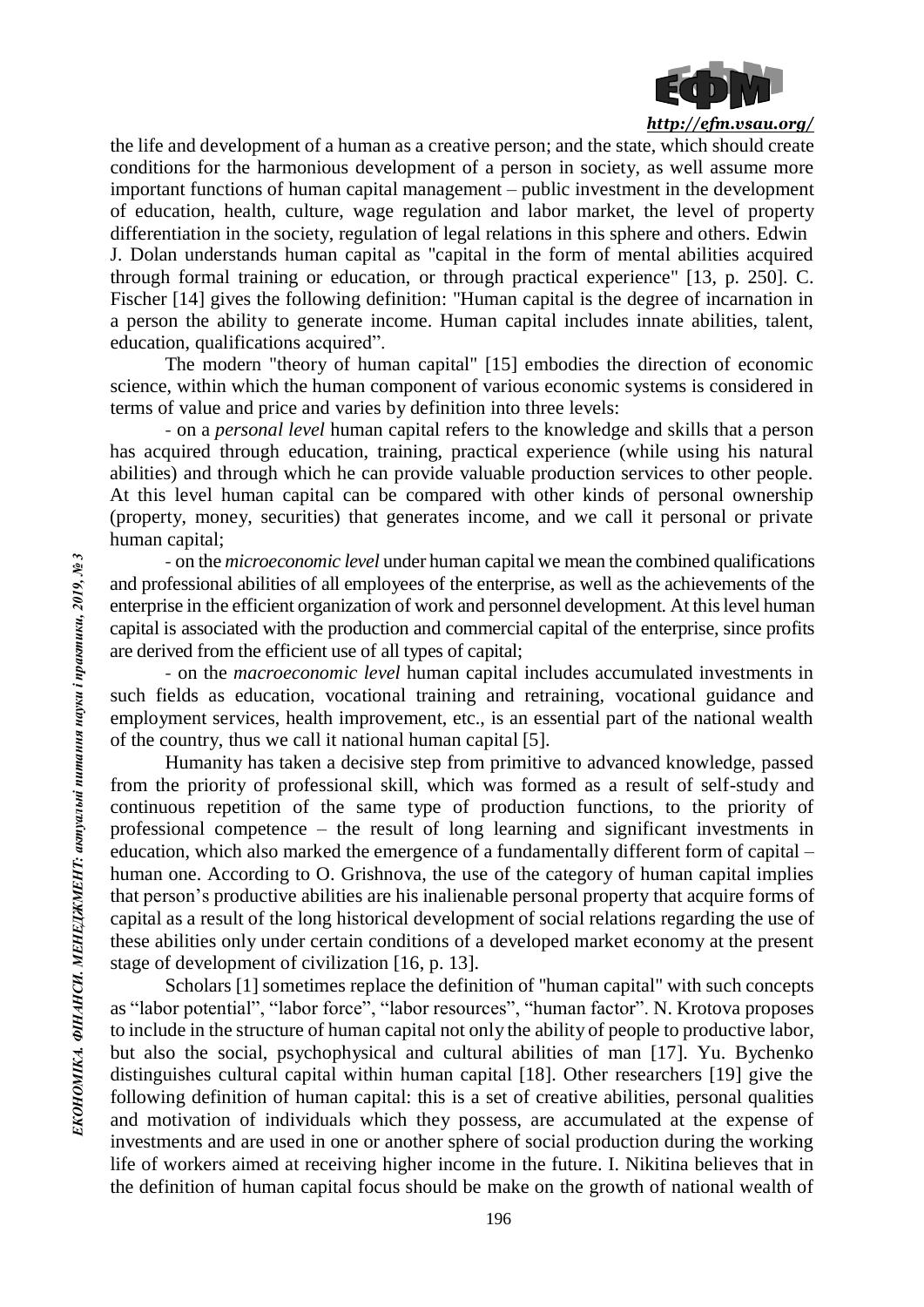the life and development of a human as a creative person; and the state, which should create conditions for the harmonious development of a person in society, as well assume more important functions of human capital management – public investment in the development of education, health, culture, wage regulation and labor market, the level of property differentiation in the society, regulation of legal relations in this sphere and others. Edwin J. Dolan understands human capital as "capital in the form of mental abilities acquired through formal training or education, or through practical experience" [13, p. 250]. C. Fischer [14] gives the following definition: "Human capital is the degree of incarnation in a person the ability to generate income. Human capital includes innate abilities, talent, education, qualifications acquired".

The modern "theory of human capital" [15] embodies the direction of economic science, within which the human component of various economic systems is considered in terms of value and price and varies by definition into three levels:

- on a *personal level* human capital refers to the knowledge and skills that a person has acquired through education, training, practical experience (while using his natural abilities) and through which he can provide valuable production services to other people. At this level human capital can be compared with other kinds of personal ownership (property, money, securities) that generates income, and we call it personal or private human capital;

- on the *microeconomic level* under human capital we mean the combined qualifications and professional abilities of all employees of the enterprise, as well as the achievements of the enterprise in the efficient organization of work and personnel development. At this level human capital is associated with the production and commercial capital of the enterprise, since profits are derived from the efficient use of all types of capital;

- on the *macroeconomic level* human capital includes accumulated investments in such fields as education, vocational training and retraining, vocational guidance and employment services, health improvement, etc., is an essential part of the national wealth of the country, thus we call it national human capital [5].

Humanity has taken a decisive step from primitive to advanced knowledge, passed from the priority of professional skill, which was formed as a result of self-study and continuous repetition of the same type of production functions, to the priority of professional competence – the result of long learning and significant investments in education, which also marked the emergence of a fundamentally different form of capital – human one. According to O. Grishnova, the use of the category of human capital implies that person's productive abilities are his inalienable personal property that acquire forms of capital as a result of the long historical development of social relations regarding the use of these abilities only under certain conditions of a developed market economy at the present stage of development of civilization [16, p. 13].

Scholars [1] sometimes replace the definition of "human capital" with such concepts as "labor potential", "labor force", "labor resources", "human factor". N. Krotova proposes to include in the structure of human capital not only the ability of people to productive labor, but also the social, psychophysical and cultural abilities of man [17]. Yu. Bychenko distinguishes cultural capital within human capital [18]. Other researchers [19] give the following definition of human capital: this is a set of creative abilities, personal qualities and motivation of individuals which they possess, are accumulated at the expense of investments and are used in one or another sphere of social production during the working life of workers aimed at receiving higher income in the future. I. Nikitina believes that in the definition of human capital focus should be make on the growth of national wealth of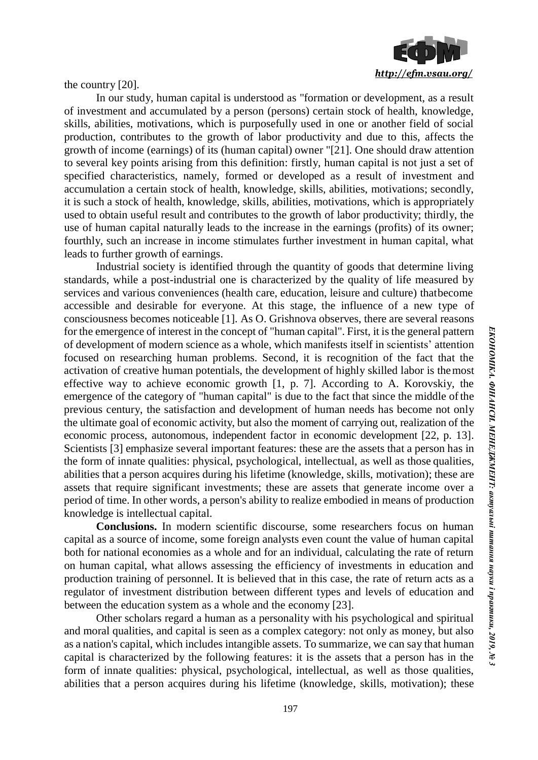the country [20].

In our study, human capital is understood as "formation or development, as a result of investment and accumulated by a person (persons) certain stock of health, knowledge, skills, abilities, motivations, which is purposefully used in one or another field of social production, contributes to the growth of labor productivity and due to this, affects the growth of income (earnings) of its (human capital) owner "[21]. One should draw attention to several key points arising from this definition: firstly, human capital is not just a set of specified characteristics, namely, formed or developed as a result of investment and accumulation a certain stock of health, knowledge, skills, abilities, motivations; secondly, it is such a stock of health, knowledge, skills, abilities, motivations, which is appropriately used to obtain useful result and contributes to the growth of labor productivity; thirdly, the use of human capital naturally leads to the increase in the earnings (profits) of its owner; fourthly, such an increase in income stimulates further investment in human capital, what leads to further growth of earnings.

Industrial society is identified through the quantity of goods that determine living standards, while a post-industrial one is characterized by the quality of life measured by services and various conveniences (health care, education, leisure and culture) thatbecome accessible and desirable for everyone. At this stage, the influence of a new type of consciousness becomes noticeable [1]. As O. Grishnova observes, there are several reasons for the emergence of interest in the concept of "human capital". First, it is the general pattern of development of modern science as a whole, which manifests itself in scientists' attention focused on researching human problems. Second, it is recognition of the fact that the activation of creative human potentials, the development of highly skilled labor is themost effective way to achieve economic growth [1, p. 7]. According to A. Korovskiy, the emergence of the category of "human capital" is due to the fact that since the middle ofthe previous century, the satisfaction and development of human needs has become not only the ultimate goal of economic activity, but also the moment of carrying out, realization of the economic process, autonomous, independent factor in economic development [22, p. 13]. Scientists [3] emphasize several important features: these are the assets that a person has in the form of innate qualities: physical, psychological, intellectual, as well as those qualities, abilities that a person acquires during his lifetime (knowledge, skills, motivation); these are assets that require significant investments; these are assets that generate income over a period of time. In other words, a person's ability to realize embodied in means of production knowledge is intellectual capital.

**Conclusions.** In modern scientific discourse, some researchers focus on human capital as a source of income, some foreign analysts even count the value of human capital both for national economies as a whole and for an individual, calculating the rate of return on human capital, what allows assessing the efficiency of investments in education and production training of personnel. It is believed that in this case, the rate of return acts as a regulator of investment distribution between different types and levels of education and between the education system as a whole and the economy [23].

Other scholars regard a human as a personality with his psychological and spiritual and moral qualities, and capital is seen as a complex category: not only as money, but also as a nation's capital, which includes intangible assets. To summarize, we can say that human capital is characterized by the following features: it is the assets that a person has in the form of innate qualities: physical, psychological, intellectual, as well as those qualities, abilities that a person acquires during his lifetime (knowledge, skills, motivation); these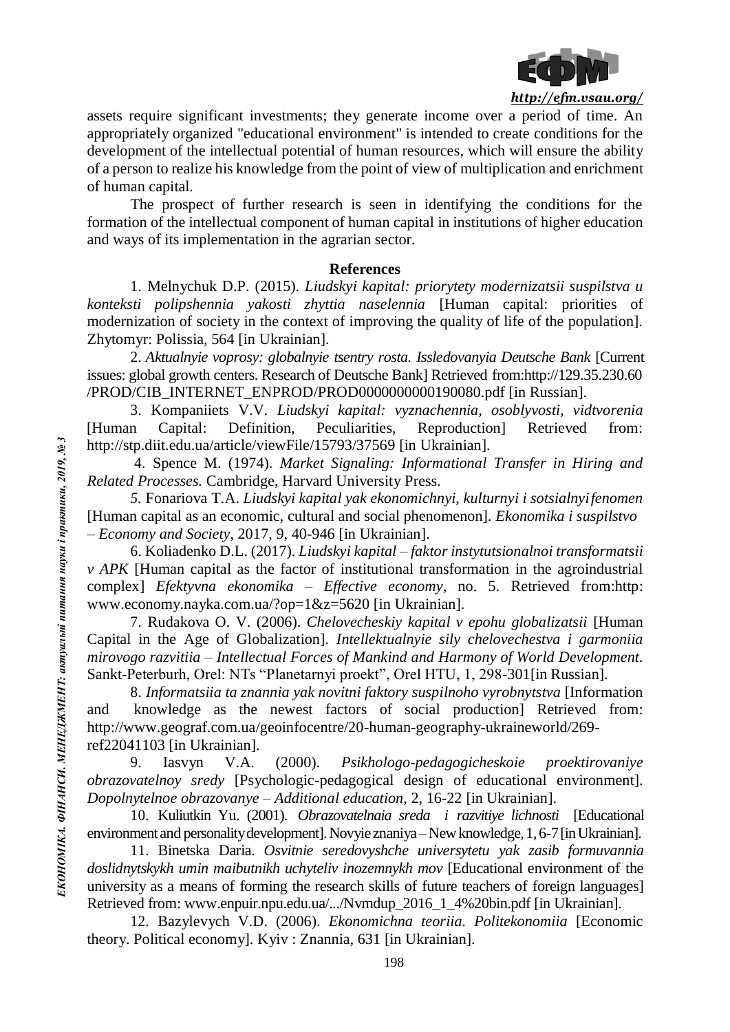assets require significant investments; they generate income over a period of time. An appropriately organized "educational environment" is intended to create conditions for the development of the intellectual potential of human resources, which will ensure the ability of a person to realize his knowledge from the point of view of multiplication and enrichment of human capital.

The prospect of further research is seen in identifying the conditions for the formation of the intellectual component of human capital in institutions of higher education and ways of its implementation in the agrarian sector.

**References**

1. Melnychuk D.P. (2015). *Liudskyi kapital: priorytety modernizatsii suspilstva u konteksti polipshennia yakosti zhyttia naselennia* [Human capital: priorities of modernization of society in the context of improving the quality of life of the population]. Zhytomyr: Polissia, 564 [in Ukrainian].

2. *Aktualnyie voprosy: globalnyie tsentry rosta. Issledovanyia Deutsche Bank* [Current issues: global growth centers. Research of Deutsche Bank] Retrieved from:http://129.35.230.60 /PROD/CIB_INTERNET_ENPROD/PROD0000000000190080.pdf [in Russian].

3. Kompaniiets V.V. *Liudskyi kapital: vyznachennia, osoblyvosti, vidtvorenia* [Human Capital: Definition, Peculiarities, Reproduction] Retrieved from: http://stp.diit.edu.ua/article/viewFile/15793/37569 [in Ukrainian].

4. Spence M. (1974). *Market Signaling: Informational Transfer in Hiring and Related Processes.* Cambridge, Harvard University Press.

5. Fonariova T.A. *Liudskyi kapital yak ekonomichnyi, kulturnyi i sotsialnyi fenomen* [Human capital as an economic, cultural and social phenomenon]. *Ekonomika i suspilstvo – Economy and Society*, 2017, 9, 40-946 [in Ukrainian].

6. Koliadenko D.L. (2017). *Liudskyi kapital – faktor instytutsionalnoi transformatsii v APK* [Human capital as the factor of institutional transformation in the agroindustrial complex] *Efektyvna ekonomika – Effective economy*, no. 5. Retrieved from:http: www.economy.nayka.com.ua/?op=1&z=5620 [in Ukrainian].

7. Rudakova O. V. (2006). *Chelovecheskiy kapital v epohu globalizatsii* [Human Capital in the Age of Globalization]. *Intellektualnyie sily chelovechestva i garmoniia mirovogo razvitiia – Intellectual Forces of Mankind and Harmony of World Development*. Sankt-Peterburh, Orel: NTs "Planetarnyi proekt", Orel HTU, 1, 298-301[in Russian].

8. *Informatsiia ta znannia yak novitni faktory suspilnoho vyrobnytstva* [Information and knowledge as the newest factors of social production] Retrieved from: http://www.geograf.com.ua/geoinfocentre/20-human-geography-ukraineworld/269-ref22041103 [in Ukrainian].

9. Iasvyn V.A. (2000). *Psikhologo-pedagogicheskoie proektirovaniye obrazovatelnoy sredy* [Psychologic-pedagogical design of educational environment]. *Dopolnytelnoe obrazovanye – Additional education*, 2, 16-22 [in Ukrainian].

10. Kuliutkin Yu. (2001). *Obrazovatelnaia sreda i razvitiye lichnosti* [Educational environment and personality development]. Novyie znaniya – New knowledge, 1, 6-7 [in Ukrainian].

11. Binetska Daria. *Osvitnie seredovyshche universytetu yak zasib formuvannia doslidnytskykh umin maibutnikh uchyteliv inozemnykh mov* [Educational environment of the university as a means of forming the research skills of future teachers of foreign languages] Retrieved from: www.enpuir.npu.edu.ua/.../Nvmdup_2016_1_4%20bin.pdf [in Ukrainian].

12. Bazylevych V.D. (2006). *Ekonomichna teoriia. Politekonomiia* [Economic theory. Political economy]. Kyiv : Znannia, 631 [in Ukrainian].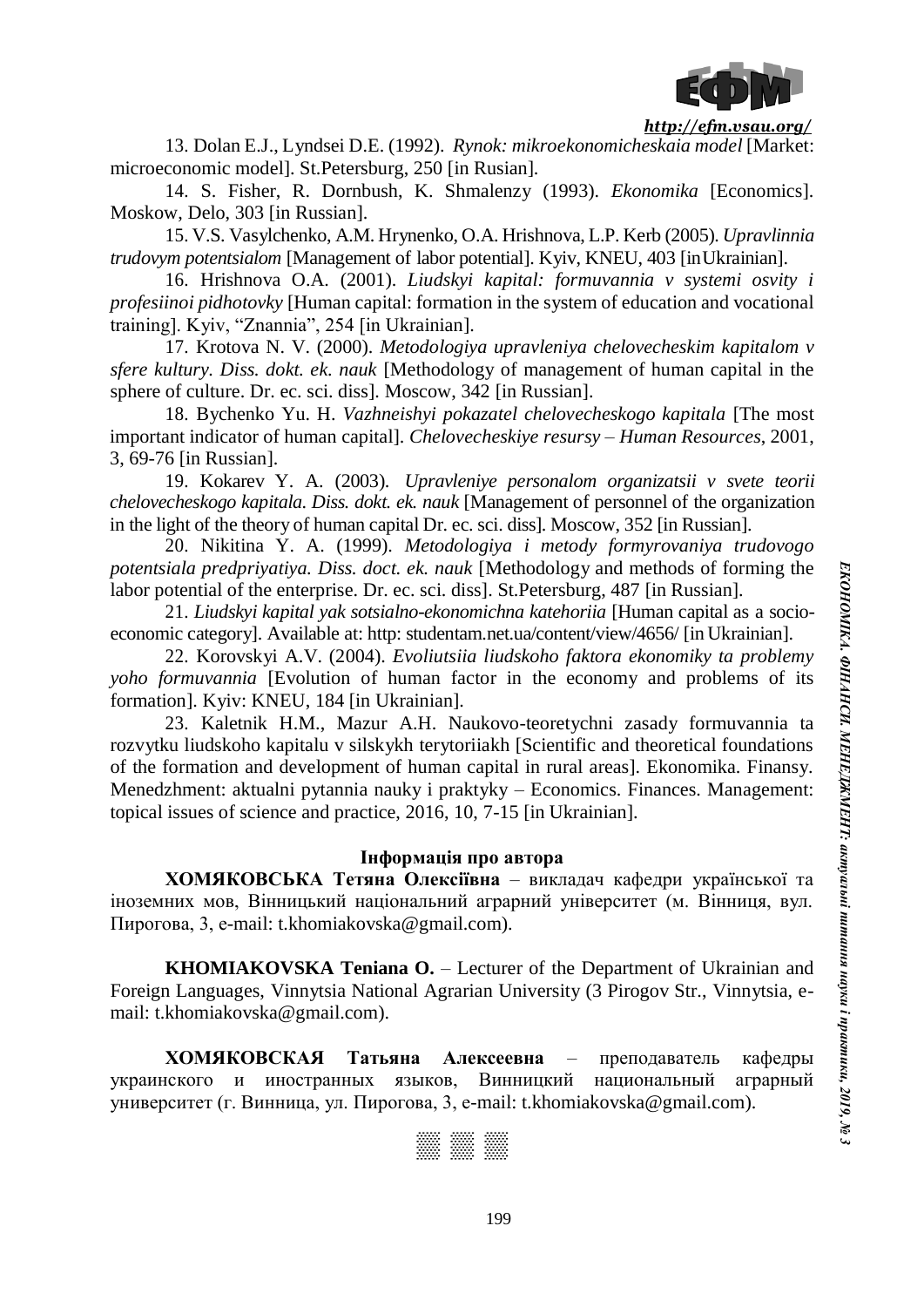13. Dolan E.J., Lyndsei D.E. (1992). *Rynok: mikroekonomicheskaia model* [Market: microeconomic model]. St.Petersburg, 250 [in Rusian].

14. S. Fisher, R. Dornbush, K. Shmalenzy (1993). *Ekonomika* [Economics]. Moskow, Delo, 303 [in Russian].

15. V.S. Vasylchenko, A.M. Hrynenko, O.A. Hrishnova, L.P. Kerb (2005). *Upravlinnia trudovym potentsialom* [Management of labor potential]. Kyiv, KNEU, 403 [in Ukrainian].

16. Hrishnova O.A. (2001). *Liudskyi kapital: formuvannia v systemi osvity i profesiinoi pidhotovky* [Human capital: formation in the system of education and vocational training]. Kyiv, "Znannia", 254 [in Ukrainian].

17. Krotova N. V. (2000). *Metodologiya upravleniya chelovecheskim kapitalom v sfere kultury. Diss. dokt. ek. nauk* [Methodology of management of human capital in the sphere of culture. Dr. ec. sci. diss]. Moscow, 342 [in Russian].

18. Bychenko Yu. H. *Vazhneishyi pokazatel chelovecheskogo kapitala* [The most important indicator of human capital]. *Chelovecheskiye resursy – Human Resources*, 2001, 3, 69-76 [in Russian].

19. Kokarev Y. A. (2003). *Upravleniye personalom organizatsii v svete teorii chelovecheskogo kapitala. Diss. dokt. ek. nauk* [Management of personnel of the organization in the light of the theory of human capital Dr. ec. sci. diss]. Moscow, 352 [in Russian].

20. Nikitina Y. A. (1999). *Metodologiya i metody formyrovaniya trudovogo potentsiala predpriyatiya. Diss. doct. ek. nauk* [Methodology and methods of forming the labor potential of the enterprise. Dr. ec. sci. diss]. St.Petersburg, 487 [in Russian].

21. *Liudskyi kapital yak sotsialno-ekonomichna katehoriia* [Human capital as a socio-economic category]. Available at: http: studentam.net.ua/content/view/4656/ [in Ukrainian].

22. Korovskyi A.V. (2004). *Evoliutsiia liudskoho faktora ekonomiky ta problemy yoho formuvannia* [Evolution of human factor in the economy and problems of its formation]. Kyiv: KNEU, 184 [in Ukrainian].

23. Kaletnik H.M., Mazur A.H. Naukovo-teoretychni zasady formuvannia ta rozvytku liudskoho kapitalu v silskykh terytoriiakh [Scientific and theoretical foundations of the formation and development of human capital in rural areas]. Ekonomika. Finansy. Menedzhment: aktualni pytannia nauky i praktyky – Economics. Finances. Management: topical issues of science and practice, 2016, 10, 7-15 [in Ukrainian].

#### Інформація про автора

**ХОМЯКОВСЬКА Тетяна Олексіївна** – викладач кафедри української та іноземних мов, Вінницький національний аграрний університет (м. Вінниця, вул. Пирогова, 3, e-mail: t.khomiakovska@gmail.com).

**KHOMIAKOVSKA Teniana O.** – Lecturer of the Department of Ukrainian and Foreign Languages, Vinnytsia National Agrarian University (3 Pirogov Str., Vinnytsia, e-mail: t.khomiakovska@gmail.com).

**ХОМЯКОВСКАЯ Татьяна Алексеевна** – преподаватель кафедры украинского и иностранных языков, Винницкий национальный аграрный университет (г. Винница, ул. Пирогова, 3, e-mail: t.khomiakovska@gmail.com).